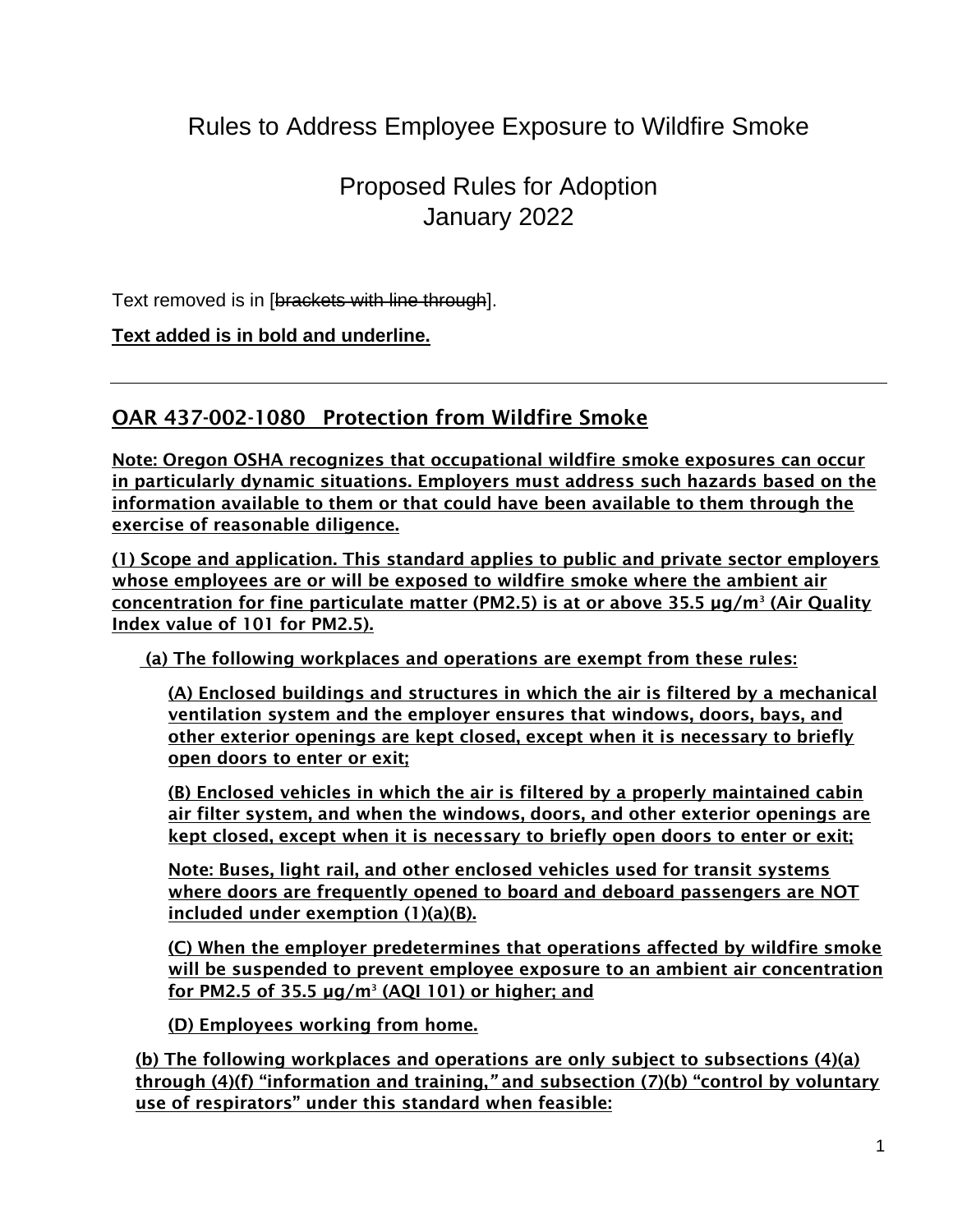# Rules to Address Employee Exposure to Wildfire Smoke

## Proposed Rules for Adoption
## January 2022

Text removed is in [~~brackets with line through~~].

**Text added is in bold and underline.**

---

## OAR 437-002-1080   Protection from Wildfire Smoke

**Note: Oregon OSHA recognizes that occupational wildfire smoke exposures can occur in particularly dynamic situations. Employers must address such hazards based on the information available to them or that could have been available to them through the exercise of reasonable diligence.**

**(1) Scope and application. This standard applies to public and private sector employers whose employees are or will be exposed to wildfire smoke where the ambient air concentration for fine particulate matter (PM2.5) is at or above 35.5 µg/m³ (Air Quality Index value of 101 for PM2.5).**

**(a) The following workplaces and operations are exempt from these rules:**

**(A) Enclosed buildings and structures in which the air is filtered by a mechanical ventilation system and the employer ensures that windows, doors, bays, and other exterior openings are kept closed, except when it is necessary to briefly open doors to enter or exit;**

**(B) Enclosed vehicles in which the air is filtered by a properly maintained cabin air filter system, and when the windows, doors, and other exterior openings are kept closed, except when it is necessary to briefly open doors to enter or exit;**

**Note: Buses, light rail, and other enclosed vehicles used for transit systems where doors are frequently opened to board and deboard passengers are NOT included under exemption (1)(a)(B).**

**(C) When the employer predetermines that operations affected by wildfire smoke will be suspended to prevent employee exposure to an ambient air concentration for PM2.5 of 35.5 µg/m³ (AQI 101) or higher; and**

**(D) Employees working from home.**

**(b) The following workplaces and operations are only subject to subsections (4)(a) through (4)(f) "information and training," and subsection (7)(b) "control by voluntary use of respirators" under this standard when feasible:**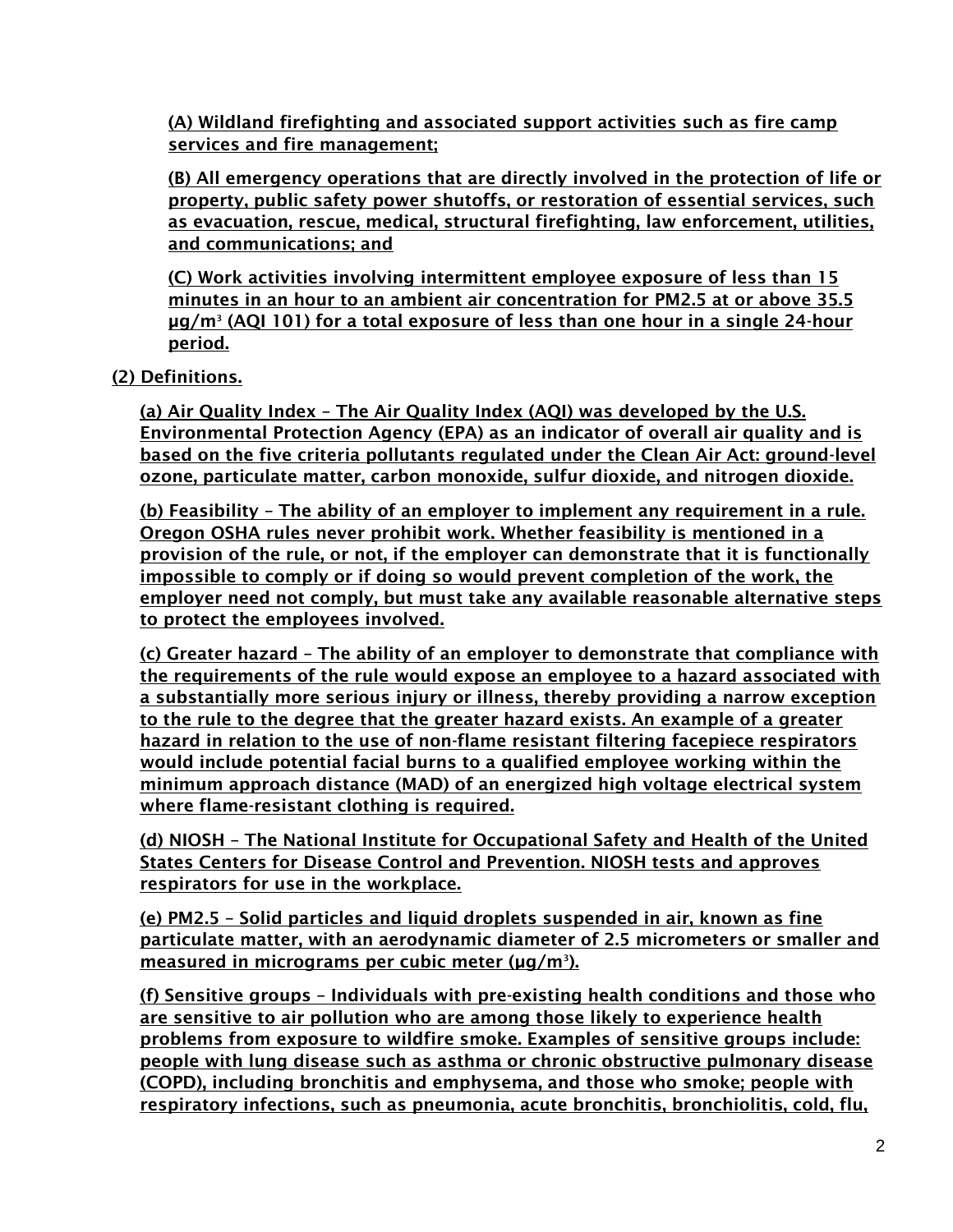(A) Wildland firefighting and associated support activities such as fire camp services and fire management;

(B) All emergency operations that are directly involved in the protection of life or property, public safety power shutoffs, or restoration of essential services, such as evacuation, rescue, medical, structural firefighting, law enforcement, utilities, and communications; and

(C) Work activities involving intermittent employee exposure of less than 15 minutes in an hour to an ambient air concentration for PM2.5 at or above 35.5 μg/$m^3$ (AQI 101) for a total exposure of less than one hour in a single 24-hour period.

(2) Definitions.

(a) Air Quality Index – The Air Quality Index (AQI) was developed by the U.S. Environmental Protection Agency (EPA) as an indicator of overall air quality and is based on the five criteria pollutants regulated under the Clean Air Act: ground-level ozone, particulate matter, carbon monoxide, sulfur dioxide, and nitrogen dioxide.

(b) Feasibility – The ability of an employer to implement any requirement in a rule. Oregon OSHA rules never prohibit work. Whether feasibility is mentioned in a provision of the rule, or not, if the employer can demonstrate that it is functionally impossible to comply or if doing so would prevent completion of the work, the employer need not comply, but must take any available reasonable alternative steps to protect the employees involved.

(c) Greater hazard – The ability of an employer to demonstrate that compliance with the requirements of the rule would expose an employee to a hazard associated with a substantially more serious injury or illness, thereby providing a narrow exception to the rule to the degree that the greater hazard exists. An example of a greater hazard in relation to the use of non-flame resistant filtering facepiece respirators would include potential facial burns to a qualified employee working within the minimum approach distance (MAD) of an energized high voltage electrical system where flame-resistant clothing is required.

(d) NIOSH – The National Institute for Occupational Safety and Health of the United States Centers for Disease Control and Prevention. NIOSH tests and approves respirators for use in the workplace.

(e) PM2.5 – Solid particles and liquid droplets suspended in air, known as fine particulate matter, with an aerodynamic diameter of 2.5 micrometers or smaller and measured in micrograms per cubic meter (μg/$m^3$).

(f) Sensitive groups – Individuals with pre-existing health conditions and those who are sensitive to air pollution who are among those likely to experience health problems from exposure to wildfire smoke. Examples of sensitive groups include: people with lung disease such as asthma or chronic obstructive pulmonary disease (COPD), including bronchitis and emphysema, and those who smoke; people with respiratory infections, such as pneumonia, acute bronchitis, bronchiolitis, cold, flu,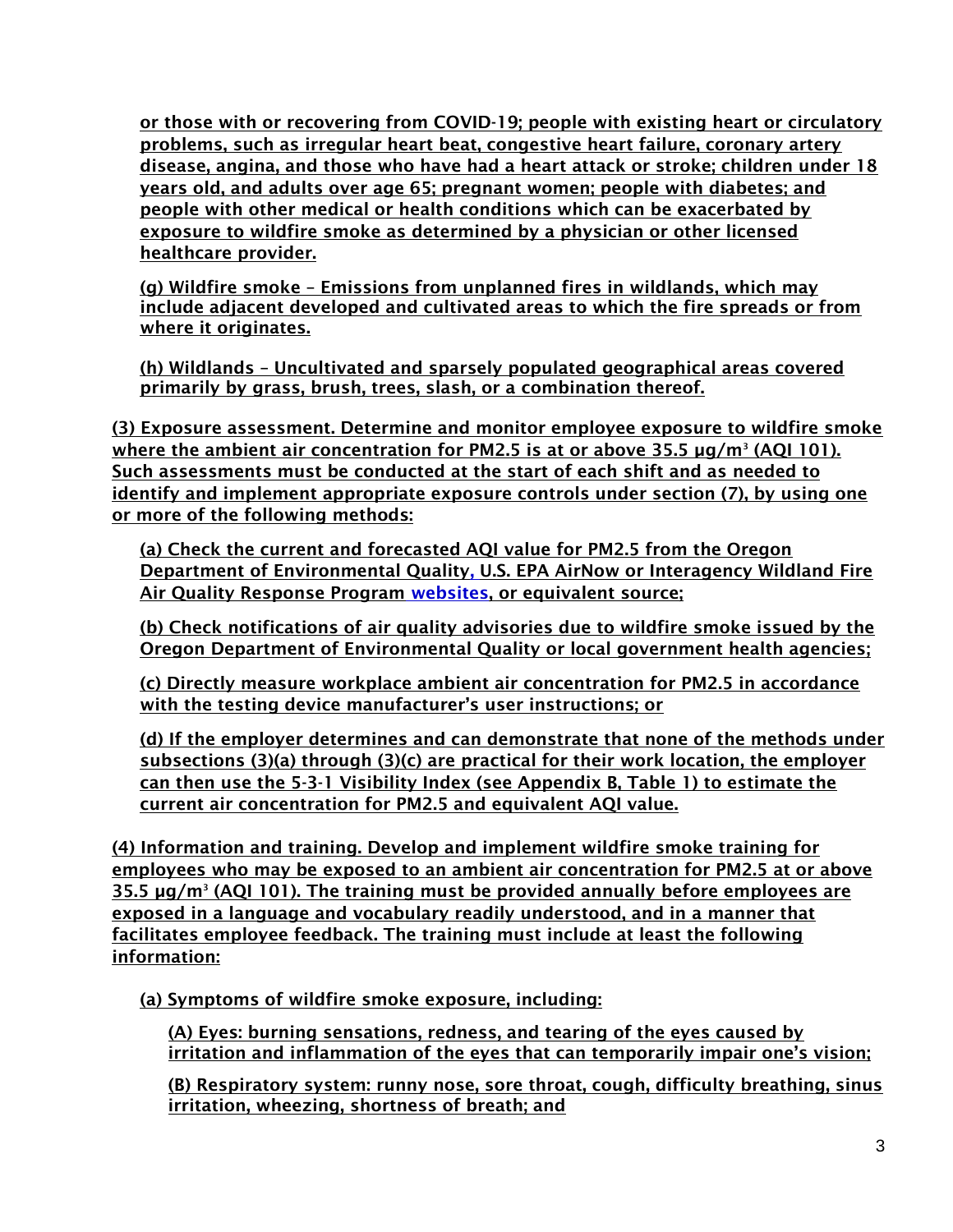or those with or recovering from COVID-19; people with existing heart or circulatory problems, such as irregular heart beat, congestive heart failure, coronary artery disease, angina, and those who have had a heart attack or stroke; children under 18 years old, and adults over age 65; pregnant women; people with diabetes; and people with other medical or health conditions which can be exacerbated by exposure to wildfire smoke as determined by a physician or other licensed healthcare provider.

(g) Wildfire smoke – Emissions from unplanned fires in wildlands, which may include adjacent developed and cultivated areas to which the fire spreads or from where it originates.

(h) Wildlands – Uncultivated and sparsely populated geographical areas covered primarily by grass, brush, trees, slash, or a combination thereof.

(3) Exposure assessment. Determine and monitor employee exposure to wildfire smoke where the ambient air concentration for PM2.5 is at or above 35.5 μg/m³ (AQI 101). Such assessments must be conducted at the start of each shift and as needed to identify and implement appropriate exposure controls under section (7), by using one or more of the following methods:

(a) Check the current and forecasted AQI value for PM2.5 from the Oregon Department of Environmental Quality, U.S. EPA AirNow or Interagency Wildland Fire Air Quality Response Program websites, or equivalent source;

(b) Check notifications of air quality advisories due to wildfire smoke issued by the Oregon Department of Environmental Quality or local government health agencies;

(c) Directly measure workplace ambient air concentration for PM2.5 in accordance with the testing device manufacturer's user instructions; or

(d) If the employer determines and can demonstrate that none of the methods under subsections (3)(a) through (3)(c) are practical for their work location, the employer can then use the 5-3-1 Visibility Index (see Appendix B, Table 1) to estimate the current air concentration for PM2.5 and equivalent AQI value.

(4) Information and training. Develop and implement wildfire smoke training for employees who may be exposed to an ambient air concentration for PM2.5 at or above 35.5 μg/m³ (AQI 101). The training must be provided annually before employees are exposed in a language and vocabulary readily understood, and in a manner that facilitates employee feedback. The training must include at least the following information:

(a) Symptoms of wildfire smoke exposure, including:

(A) Eyes: burning sensations, redness, and tearing of the eyes caused by irritation and inflammation of the eyes that can temporarily impair one's vision;

(B) Respiratory system: runny nose, sore throat, cough, difficulty breathing, sinus irritation, wheezing, shortness of breath; and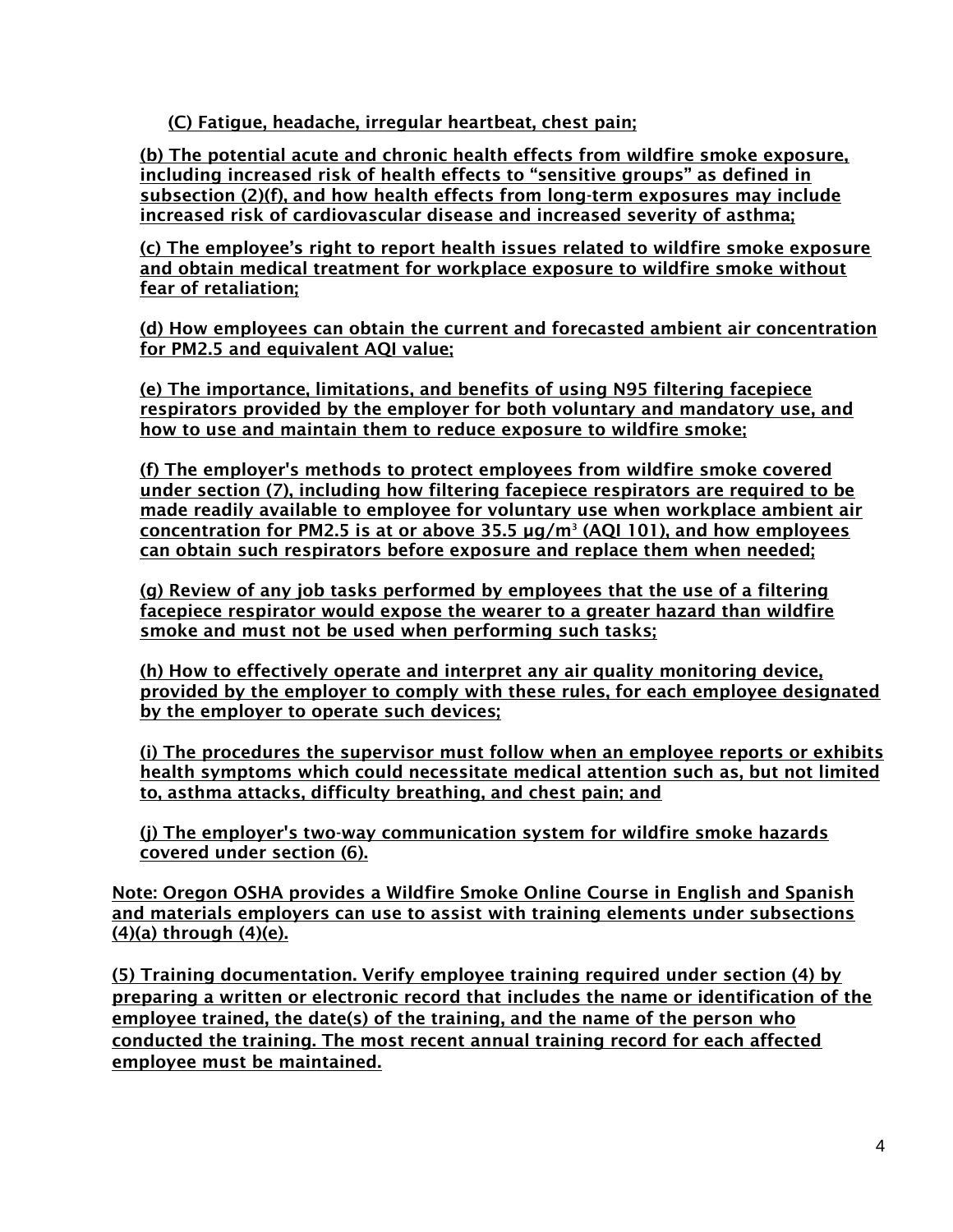(C) Fatigue, headache, irregular heartbeat, chest pain;

(b) The potential acute and chronic health effects from wildfire smoke exposure, including increased risk of health effects to “sensitive groups” as defined in subsection (2)(f), and how health effects from long-term exposures may include increased risk of cardiovascular disease and increased severity of asthma;

(c) The employee’s right to report health issues related to wildfire smoke exposure and obtain medical treatment for workplace exposure to wildfire smoke without fear of retaliation;

(d) How employees can obtain the current and forecasted ambient air concentration for PM2.5 and equivalent AQI value;

(e) The importance, limitations, and benefits of using N95 filtering facepiece respirators provided by the employer for both voluntary and mandatory use, and how to use and maintain them to reduce exposure to wildfire smoke;

(f) The employer's methods to protect employees from wildfire smoke covered under section (7), including how filtering facepiece respirators are required to be made readily available to employee for voluntary use when workplace ambient air concentration for PM2.5 is at or above 35.5 µg/m$^3$ (AQI 101), and how employees can obtain such respirators before exposure and replace them when needed;

(g) Review of any job tasks performed by employees that the use of a filtering facepiece respirator would expose the wearer to a greater hazard than wildfire smoke and must not be used when performing such tasks;

(h) How to effectively operate and interpret any air quality monitoring device, provided by the employer to comply with these rules, for each employee designated by the employer to operate such devices;

(i) The procedures the supervisor must follow when an employee reports or exhibits health symptoms which could necessitate medical attention such as, but not limited to, asthma attacks, difficulty breathing, and chest pain; and

(j) The employer's two-way communication system for wildfire smoke hazards covered under section (6).

Note: Oregon OSHA provides a Wildfire Smoke Online Course in English and Spanish and materials employers can use to assist with training elements under subsections (4)(a) through (4)(e).

(5) Training documentation. Verify employee training required under section (4) by preparing a written or electronic record that includes the name or identification of the employee trained, the date(s) of the training, and the name of the person who conducted the training. The most recent annual training record for each affected employee must be maintained.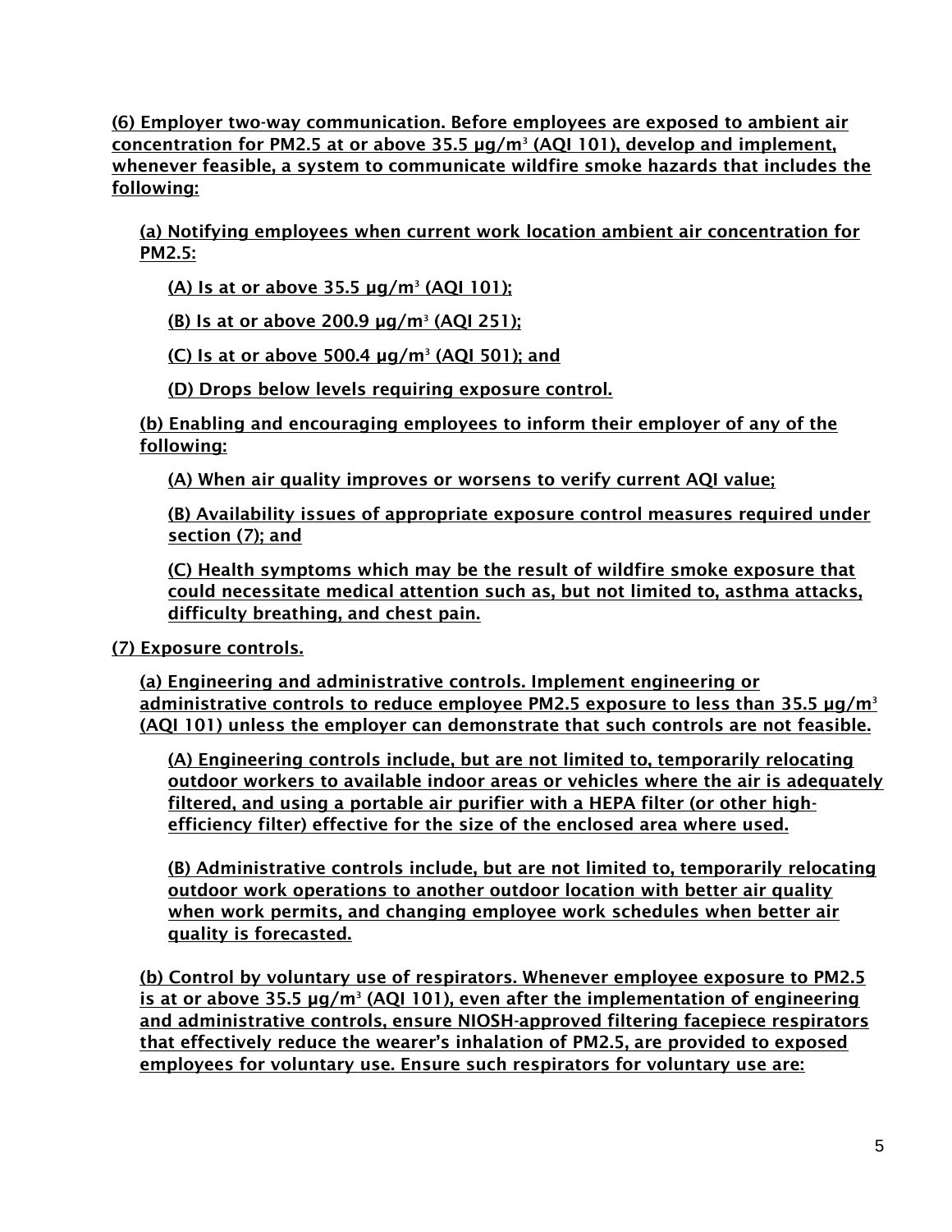(6) Employer two-way communication. Before employees are exposed to ambient air concentration for PM2.5 at or above 35.5 µg/m[3] (AQI 101), develop and implement, whenever feasible, a system to communicate wildfire smoke hazards that includes the following:

(a) Notifying employees when current work location ambient air concentration for PM2.5:

(A) Is at or above 35.5 µg/m[3] (AQI 101);

(B) Is at or above 200.9 µg/m[3] (AQI 251);

(C) Is at or above 500.4 µg/m[3] (AQI 501); and

(D) Drops below levels requiring exposure control.

(b) Enabling and encouraging employees to inform their employer of any of the following:

(A) When air quality improves or worsens to verify current AQI value;

(B) Availability issues of appropriate exposure control measures required under section (7); and

(C) Health symptoms which may be the result of wildfire smoke exposure that could necessitate medical attention such as, but not limited to, asthma attacks, difficulty breathing, and chest pain.

(7) Exposure controls.

(a) Engineering and administrative controls. Implement engineering or administrative controls to reduce employee PM2.5 exposure to less than 35.5 µg/m[3] (AQI 101) unless the employer can demonstrate that such controls are not feasible.

(A) Engineering controls include, but are not limited to, temporarily relocating outdoor workers to available indoor areas or vehicles where the air is adequately filtered, and using a portable air purifier with a HEPA filter (or other high-efficiency filter) effective for the size of the enclosed area where used.

(B) Administrative controls include, but are not limited to, temporarily relocating outdoor work operations to another outdoor location with better air quality when work permits, and changing employee work schedules when better air quality is forecasted.

(b) Control by voluntary use of respirators. Whenever employee exposure to PM2.5 is at or above 35.5 µg/m[3] (AQI 101), even after the implementation of engineering and administrative controls, ensure NIOSH-approved filtering facepiece respirators that effectively reduce the wearer's inhalation of PM2.5, are provided to exposed employees for voluntary use. Ensure such respirators for voluntary use are: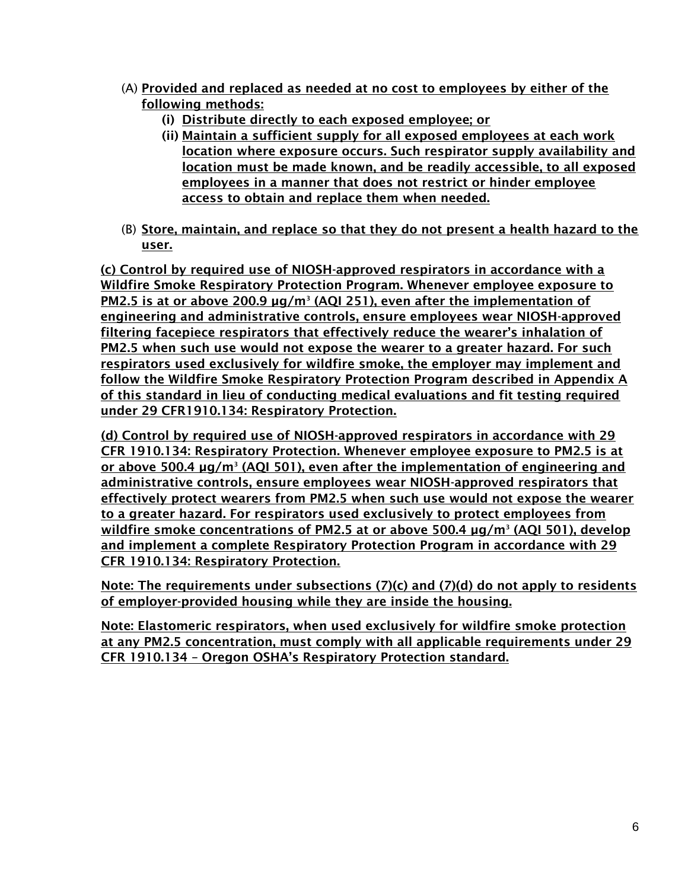(A) **Provided and replaced as needed at no cost to employees by either of the following methods:**

  **(i) Distribute directly to each exposed employee; or**

  **(ii) Maintain a sufficient supply for all exposed employees at each work location where exposure occurs. Such respirator supply availability and location must be made known, and be readily accessible, to all exposed employees in a manner that does not restrict or hinder employee access to obtain and replace them when needed.**

(B) **Store, maintain, and replace so that they do not present a health hazard to the user.**

**(c) Control by required use of NIOSH-approved respirators in accordance with a Wildfire Smoke Respiratory Protection Program. Whenever employee exposure to PM2.5 is at or above 200.9 µg/m³ (AQI 251), even after the implementation of engineering and administrative controls, ensure employees wear NIOSH-approved filtering facepiece respirators that effectively reduce the wearer's inhalation of PM2.5 when such use would not expose the wearer to a greater hazard. For such respirators used exclusively for wildfire smoke, the employer may implement and follow the Wildfire Smoke Respiratory Protection Program described in Appendix A of this standard in lieu of conducting medical evaluations and fit testing required under 29 CFR1910.134: Respiratory Protection.**

**(d) Control by required use of NIOSH-approved respirators in accordance with 29 CFR 1910.134: Respiratory Protection. Whenever employee exposure to PM2.5 is at or above 500.4 µg/m³ (AQI 501), even after the implementation of engineering and administrative controls, ensure employees wear NIOSH-approved respirators that effectively protect wearers from PM2.5 when such use would not expose the wearer to a greater hazard. For respirators used exclusively to protect employees from wildfire smoke concentrations of PM2.5 at or above 500.4 µg/m³ (AQI 501), develop and implement a complete Respiratory Protection Program in accordance with 29 CFR 1910.134: Respiratory Protection.**

**Note: The requirements under subsections (7)(c) and (7)(d) do not apply to residents of employer-provided housing while they are inside the housing.**

**Note: Elastomeric respirators, when used exclusively for wildfire smoke protection at any PM2.5 concentration, must comply with all applicable requirements under 29 CFR 1910.134 – Oregon OSHA's Respiratory Protection standard.**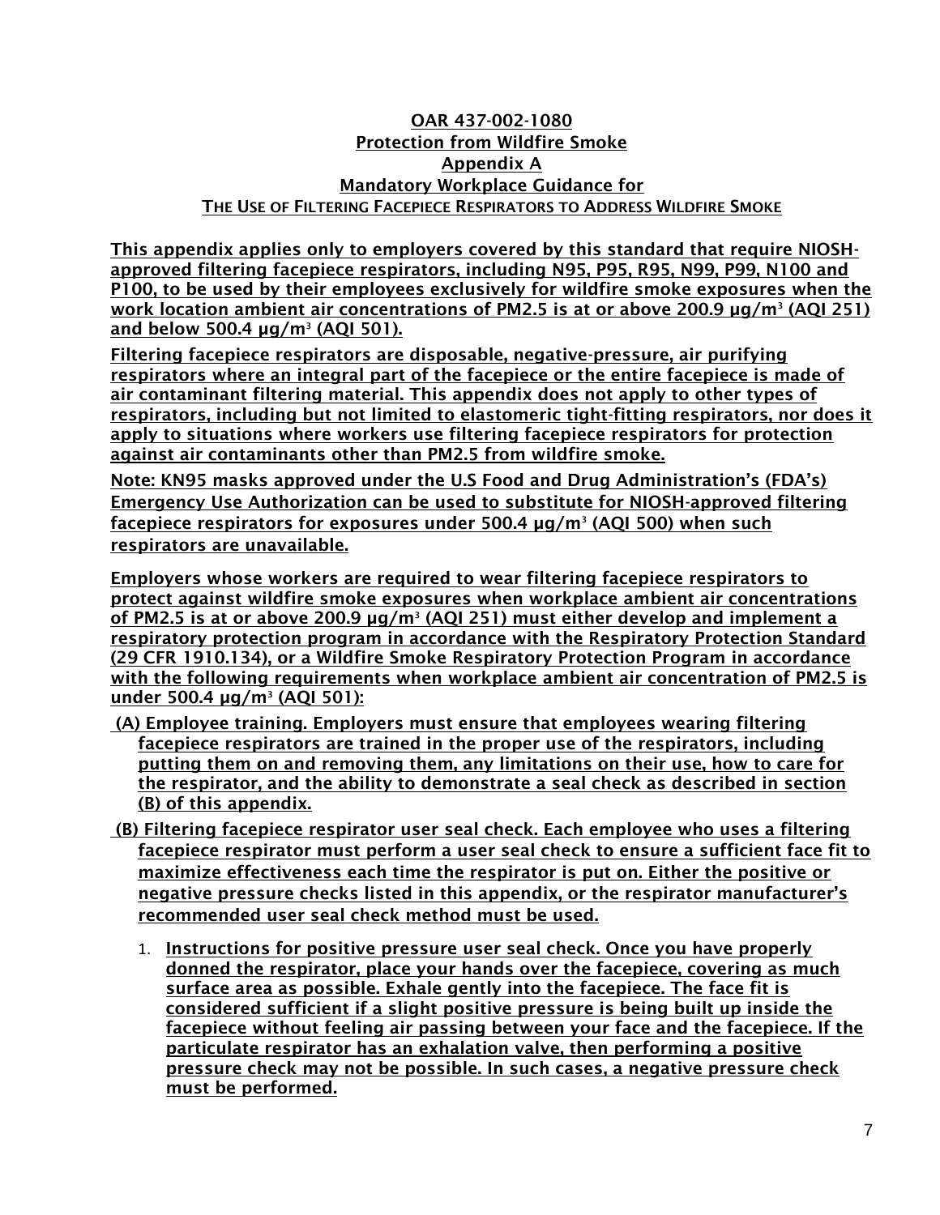**OAR 437-002-1080**
**Protection from Wildfire Smoke**
**Appendix A**
**Mandatory Workplace Guidance for**
**THE USE OF FILTERING FACEPIECE RESPIRATORS TO ADDRESS WILDFIRE SMOKE**

**This appendix applies only to employers covered by this standard that require NIOSH-approved filtering facepiece respirators, including N95, P95, R95, N99, P99, N100 and P100, to be used by their employees exclusively for wildfire smoke exposures when the work location ambient air concentrations of PM2.5 is at or above 200.9 µg/m³ (AQI 251) and below 500.4 µg/m³ (AQI 501).**

**Filtering facepiece respirators are disposable, negative-pressure, air purifying respirators where an integral part of the facepiece or the entire facepiece is made of air contaminant filtering material. This appendix does not apply to other types of respirators, including but not limited to elastomeric tight-fitting respirators, nor does it apply to situations where workers use filtering facepiece respirators for protection against air contaminants other than PM2.5 from wildfire smoke.**

**Note: KN95 masks approved under the U.S Food and Drug Administration's (FDA's) Emergency Use Authorization can be used to substitute for NIOSH-approved filtering facepiece respirators for exposures under 500.4 µg/m³ (AQI 500) when such respirators are unavailable.**

**Employers whose workers are required to wear filtering facepiece respirators to protect against wildfire smoke exposures when workplace ambient air concentrations of PM2.5 is at or above 200.9 µg/m³ (AQI 251) must either develop and implement a respiratory protection program in accordance with the Respiratory Protection Standard (29 CFR 1910.134), or a Wildfire Smoke Respiratory Protection Program in accordance with the following requirements when workplace ambient air concentration of PM2.5 is under 500.4 µg/m³ (AQI 501):**

**(A) Employee training. Employers must ensure that employees wearing filtering facepiece respirators are trained in the proper use of the respirators, including putting them on and removing them, any limitations on their use, how to care for the respirator, and the ability to demonstrate a seal check as described in section (B) of this appendix.**

**(B) Filtering facepiece respirator user seal check. Each employee who uses a filtering facepiece respirator must perform a user seal check to ensure a sufficient face fit to maximize effectiveness each time the respirator is put on. Either the positive or negative pressure checks listed in this appendix, or the respirator manufacturer's recommended user seal check method must be used.**

1. **Instructions for positive pressure user seal check. Once you have properly donned the respirator, place your hands over the facepiece, covering as much surface area as possible. Exhale gently into the facepiece. The face fit is considered sufficient if a slight positive pressure is being built up inside the facepiece without feeling air passing between your face and the facepiece. If the particulate respirator has an exhalation valve, then performing a positive pressure check may not be possible. In such cases, a negative pressure check must be performed.**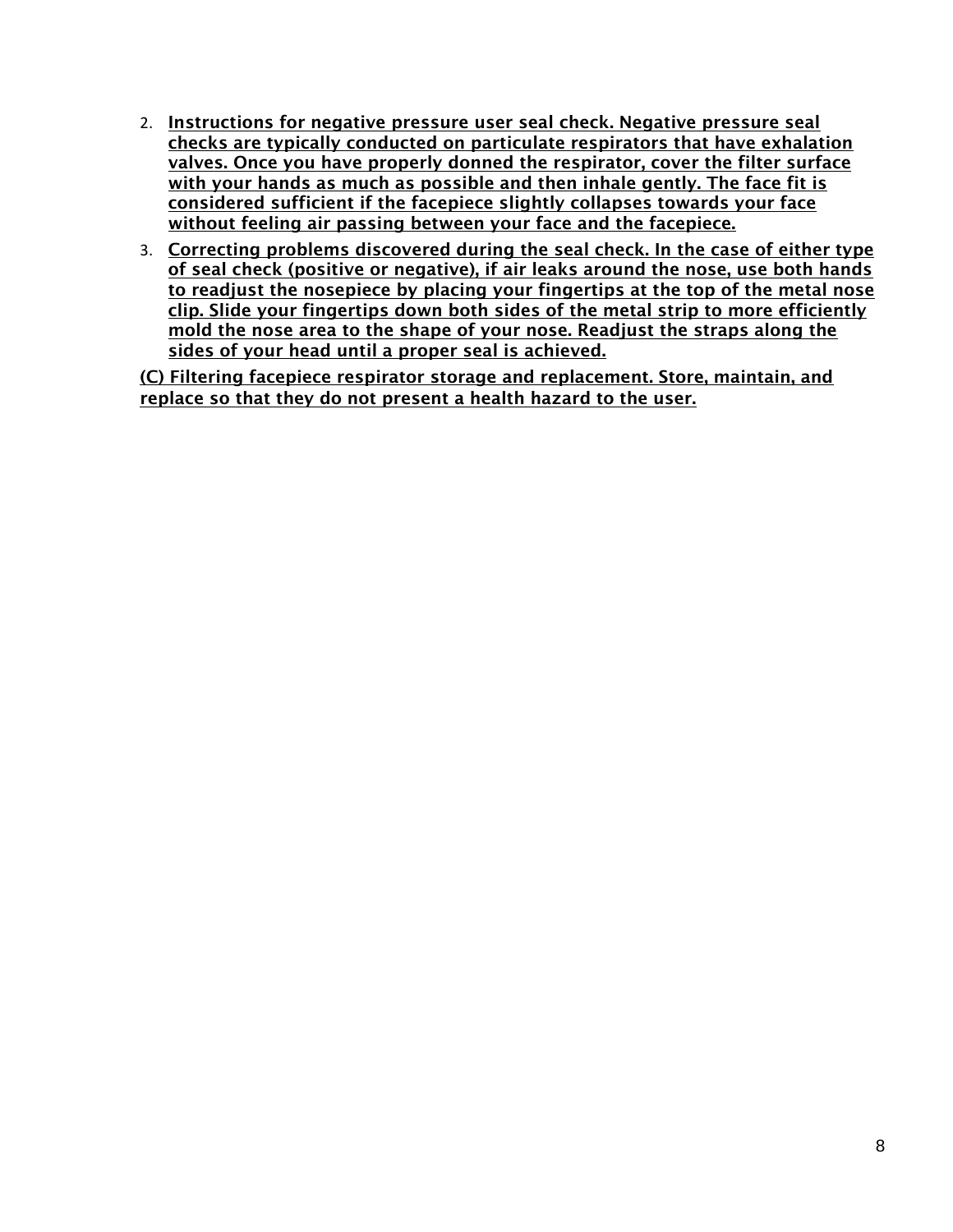2. **Instructions for negative pressure user seal check. Negative pressure seal checks are typically conducted on particulate respirators that have exhalation valves. Once you have properly donned the respirator, cover the filter surface with your hands as much as possible and then inhale gently. The face fit is considered sufficient if the facepiece slightly collapses towards your face without feeling air passing between your face and the facepiece.**
3. **Correcting problems discovered during the seal check. In the case of either type of seal check (positive or negative), if air leaks around the nose, use both hands to readjust the nosepiece by placing your fingertips at the top of the metal nose clip. Slide your fingertips down both sides of the metal strip to more efficiently mold the nose area to the shape of your nose. Readjust the straps along the sides of your head until a proper seal is achieved.**

**(C) Filtering facepiece respirator storage and replacement. Store, maintain, and replace so that they do not present a health hazard to the user.**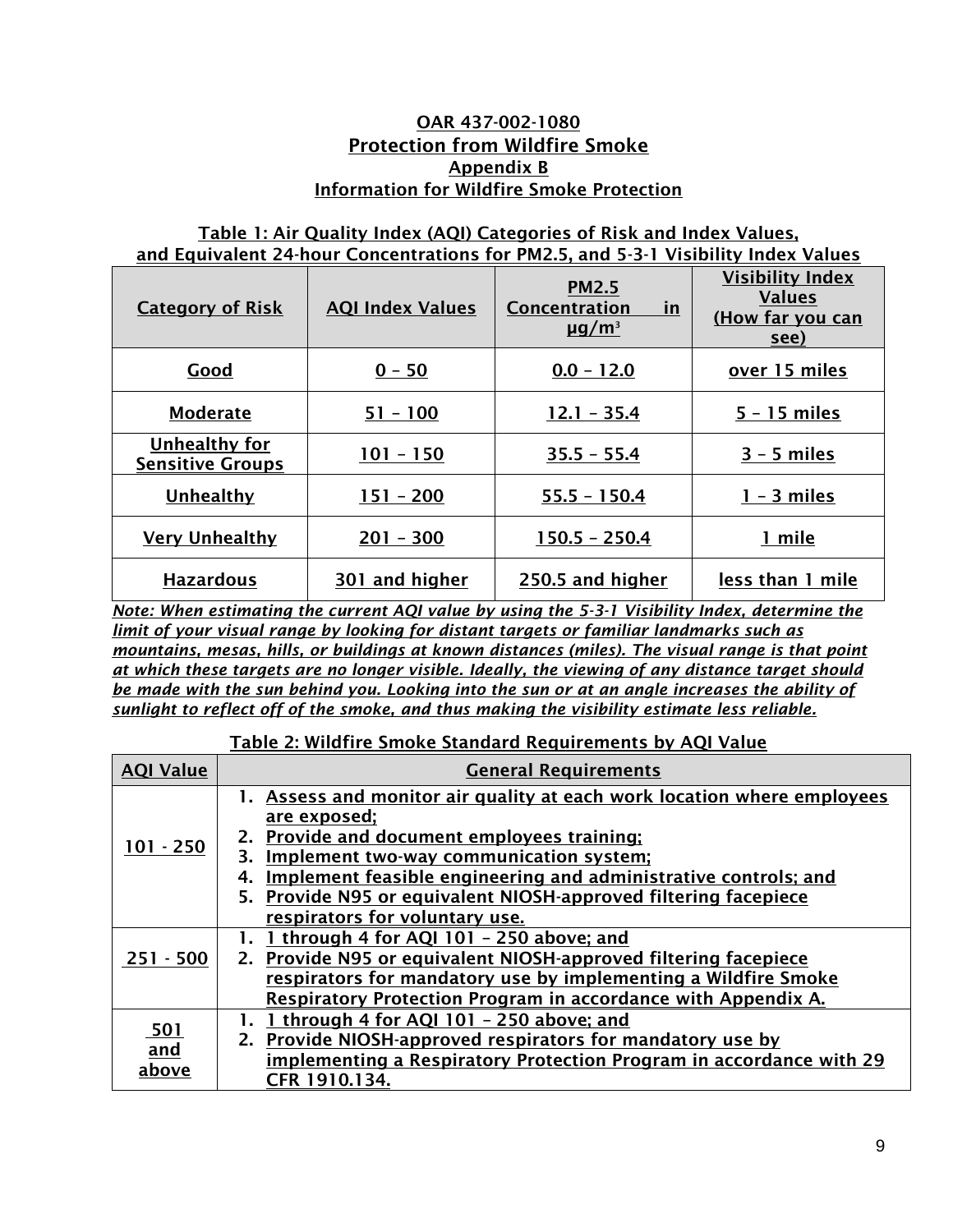# OAR 437-002-1080
## Protection from Wildfire Smoke
### Appendix B
### Information for Wildfire Smoke Protection

**Table 1: Air Quality Index (AQI) Categories of Risk and Index Values, and Equivalent 24-hour Concentrations for PM2.5, and 5-3-1 Visibility Index Values**

| Category of Risk | AQI Index Values | PM2.5 Concentration in µg/m³ | Visibility Index Values (How far you can see) |
|---|---|---|---|
| Good | 0 – 50 | 0.0 – 12.0 | over 15 miles |
| Moderate | 51 – 100 | 12.1 – 35.4 | 5 – 15 miles |
| Unhealthy for Sensitive Groups | 101 – 150 | 35.5 – 55.4 | 3 – 5 miles |
| Unhealthy | 151 – 200 | 55.5 – 150.4 | 1 – 3 miles |
| Very Unhealthy | 201 – 300 | 150.5 – 250.4 | 1 mile |
| Hazardous | 301 and higher | 250.5 and higher | less than 1 mile |

*Note: When estimating the current AQI value by using the 5-3-1 Visibility Index, determine the limit of your visual range by looking for distant targets or familiar landmarks such as mountains, mesas, hills, or buildings at known distances (miles). The visual range is that point at which these targets are no longer visible. Ideally, the viewing of any distance target should be made with the sun behind you. Looking into the sun or at an angle increases the ability of sunlight to reflect off of the smoke, and thus making the visibility estimate less reliable.*

**Table 2: Wildfire Smoke Standard Requirements by AQI Value**

| AQI Value | General Requirements |
|---|---|
| 101 - 250 | 1. Assess and monitor air quality at each work location where employees are exposed;<br>2. Provide and document employees training;<br>3. Implement two-way communication system;<br>4. Implement feasible engineering and administrative controls; and<br>5. Provide N95 or equivalent NIOSH-approved filtering facepiece respirators for voluntary use. |
| 251 - 500 | 1. 1 through 4 for AQI 101 – 250 above; and<br>2. Provide N95 or equivalent NIOSH-approved filtering facepiece respirators for mandatory use by implementing a Wildfire Smoke Respiratory Protection Program in accordance with Appendix A. |
| 501 and above | 1. 1 through 4 for AQI 101 – 250 above; and<br>2. Provide NIOSH-approved respirators for mandatory use by implementing a Respiratory Protection Program in accordance with 29 CFR 1910.134. |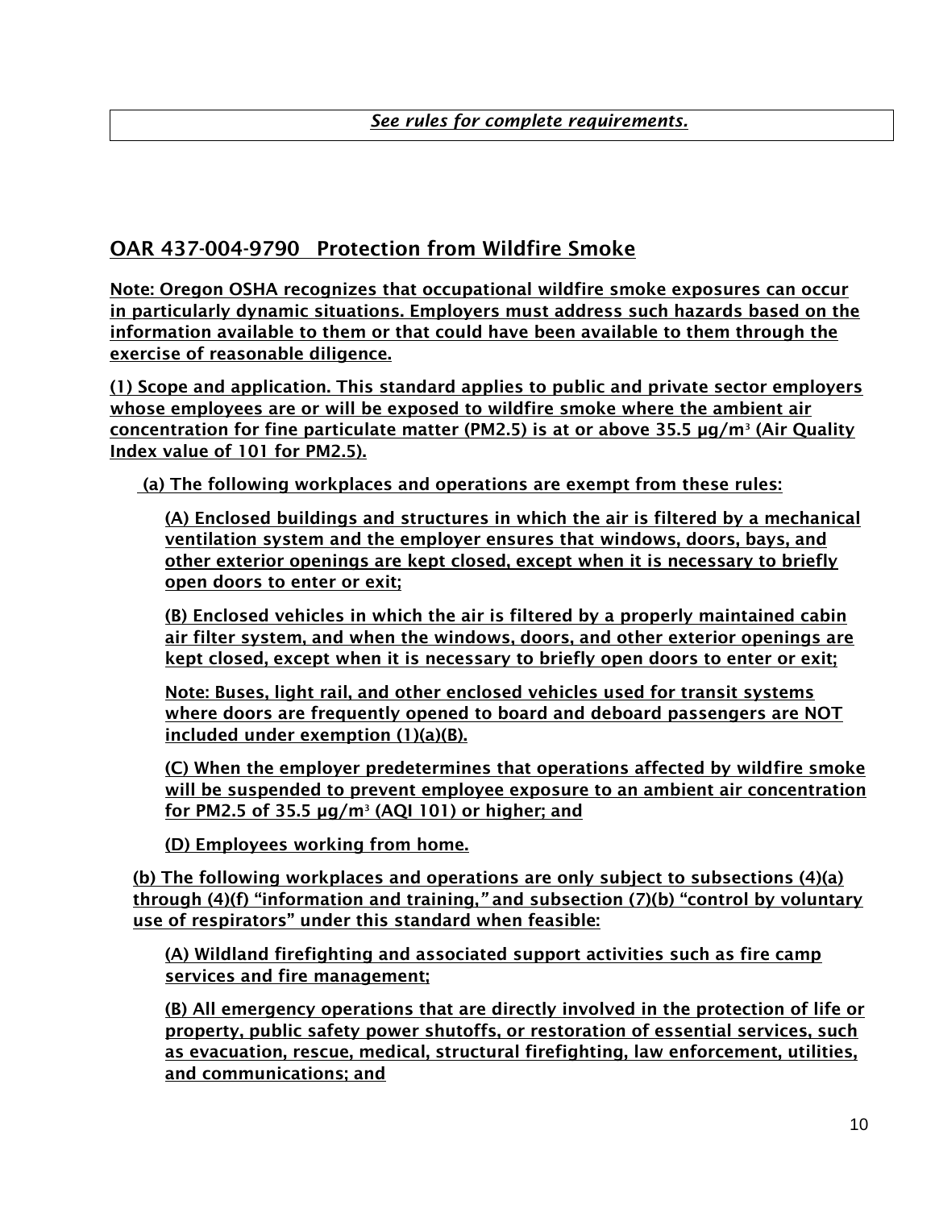*See rules for complete requirements.*

## OAR 437-004-9790 Protection from Wildfire Smoke

**Note: Oregon OSHA recognizes that occupational wildfire smoke exposures can occur in particularly dynamic situations. Employers must address such hazards based on the information available to them or that could have been available to them through the exercise of reasonable diligence.**

**(1) Scope and application. This standard applies to public and private sector employers whose employees are or will be exposed to wildfire smoke where the ambient air concentration for fine particulate matter (PM2.5) is at or above 35.5 µg/m³ (Air Quality Index value of 101 for PM2.5).**

**(a) The following workplaces and operations are exempt from these rules:**

**(A) Enclosed buildings and structures in which the air is filtered by a mechanical ventilation system and the employer ensures that windows, doors, bays, and other exterior openings are kept closed, except when it is necessary to briefly open doors to enter or exit;**

**(B) Enclosed vehicles in which the air is filtered by a properly maintained cabin air filter system, and when the windows, doors, and other exterior openings are kept closed, except when it is necessary to briefly open doors to enter or exit;**

**Note: Buses, light rail, and other enclosed vehicles used for transit systems where doors are frequently opened to board and deboard passengers are NOT included under exemption (1)(a)(B).**

**(C) When the employer predetermines that operations affected by wildfire smoke will be suspended to prevent employee exposure to an ambient air concentration for PM2.5 of 35.5 µg/m³ (AQI 101) or higher; and**

**(D) Employees working from home.**

**(b) The following workplaces and operations are only subject to subsections (4)(a) through (4)(f) "information and training," and subsection (7)(b) "control by voluntary use of respirators" under this standard when feasible:**

**(A) Wildland firefighting and associated support activities such as fire camp services and fire management;**

**(B) All emergency operations that are directly involved in the protection of life or property, public safety power shutoffs, or restoration of essential services, such as evacuation, rescue, medical, structural firefighting, law enforcement, utilities, and communications; and**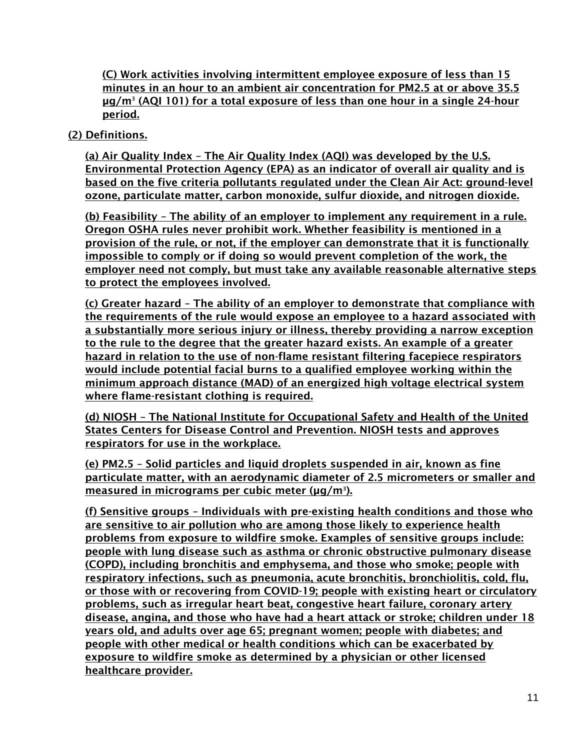(C) Work activities involving intermittent employee exposure of less than 15 minutes in an hour to an ambient air concentration for PM2.5 at or above 35.5 µg/m³ (AQI 101) for a total exposure of less than one hour in a single 24-hour period.

(2) Definitions.

(a) Air Quality Index – The Air Quality Index (AQI) was developed by the U.S. Environmental Protection Agency (EPA) as an indicator of overall air quality and is based on the five criteria pollutants regulated under the Clean Air Act: ground-level ozone, particulate matter, carbon monoxide, sulfur dioxide, and nitrogen dioxide.

(b) Feasibility – The ability of an employer to implement any requirement in a rule. Oregon OSHA rules never prohibit work. Whether feasibility is mentioned in a provision of the rule, or not, if the employer can demonstrate that it is functionally impossible to comply or if doing so would prevent completion of the work, the employer need not comply, but must take any available reasonable alternative steps to protect the employees involved.

(c) Greater hazard – The ability of an employer to demonstrate that compliance with the requirements of the rule would expose an employee to a hazard associated with a substantially more serious injury or illness, thereby providing a narrow exception to the rule to the degree that the greater hazard exists. An example of a greater hazard in relation to the use of non-flame resistant filtering facepiece respirators would include potential facial burns to a qualified employee working within the minimum approach distance (MAD) of an energized high voltage electrical system where flame-resistant clothing is required.

(d) NIOSH – The National Institute for Occupational Safety and Health of the United States Centers for Disease Control and Prevention. NIOSH tests and approves respirators for use in the workplace.

(e) PM2.5 – Solid particles and liquid droplets suspended in air, known as fine particulate matter, with an aerodynamic diameter of 2.5 micrometers or smaller and measured in micrograms per cubic meter (µg/m³).

(f) Sensitive groups – Individuals with pre-existing health conditions and those who are sensitive to air pollution who are among those likely to experience health problems from exposure to wildfire smoke. Examples of sensitive groups include: people with lung disease such as asthma or chronic obstructive pulmonary disease (COPD), including bronchitis and emphysema, and those who smoke; people with respiratory infections, such as pneumonia, acute bronchitis, bronchiolitis, cold, flu, or those with or recovering from COVID-19; people with existing heart or circulatory problems, such as irregular heart beat, congestive heart failure, coronary artery disease, angina, and those who have had a heart attack or stroke; children under 18 years old, and adults over age 65; pregnant women; people with diabetes; and people with other medical or health conditions which can be exacerbated by exposure to wildfire smoke as determined by a physician or other licensed healthcare provider.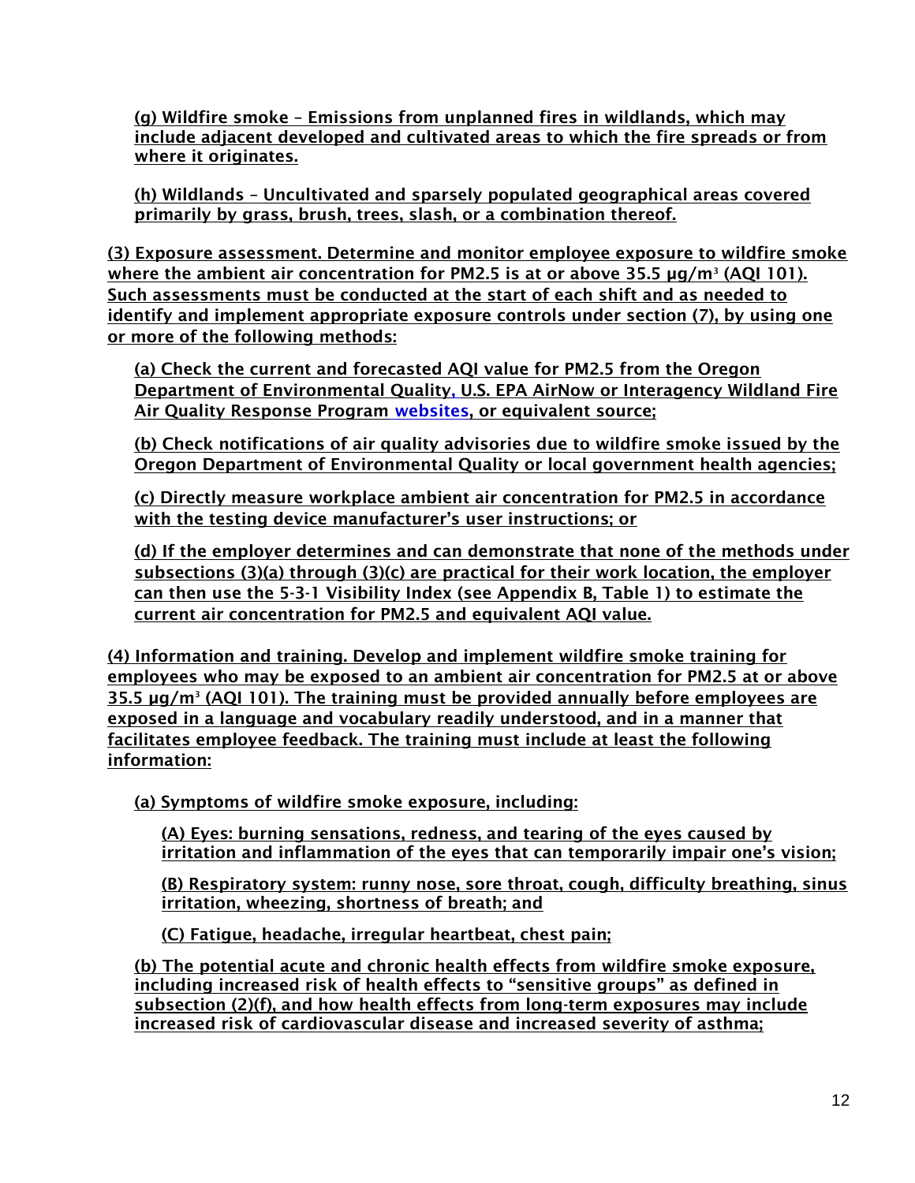(g) Wildfire smoke – Emissions from unplanned fires in wildlands, which may include adjacent developed and cultivated areas to which the fire spreads or from where it originates.

(h) Wildlands – Uncultivated and sparsely populated geographical areas covered primarily by grass, brush, trees, slash, or a combination thereof.

(3) Exposure assessment. Determine and monitor employee exposure to wildfire smoke where the ambient air concentration for PM2.5 is at or above 35.5 µg/m$^3$ (AQI 101). Such assessments must be conducted at the start of each shift and as needed to identify and implement appropriate exposure controls under section (7), by using one or more of the following methods:

(a) Check the current and forecasted AQI value for PM2.5 from the Oregon Department of Environmental Quality, U.S. EPA AirNow or Interagency Wildland Fire Air Quality Response Program websites, or equivalent source;

(b) Check notifications of air quality advisories due to wildfire smoke issued by the Oregon Department of Environmental Quality or local government health agencies;

(c) Directly measure workplace ambient air concentration for PM2.5 in accordance with the testing device manufacturer's user instructions; or

(d) If the employer determines and can demonstrate that none of the methods under subsections (3)(a) through (3)(c) are practical for their work location, the employer can then use the 5-3-1 Visibility Index (see Appendix B, Table 1) to estimate the current air concentration for PM2.5 and equivalent AQI value.

(4) Information and training. Develop and implement wildfire smoke training for employees who may be exposed to an ambient air concentration for PM2.5 at or above 35.5 µg/m$^3$ (AQI 101). The training must be provided annually before employees are exposed in a language and vocabulary readily understood, and in a manner that facilitates employee feedback. The training must include at least the following information:

(a) Symptoms of wildfire smoke exposure, including:

(A) Eyes: burning sensations, redness, and tearing of the eyes caused by irritation and inflammation of the eyes that can temporarily impair one's vision;

(B) Respiratory system: runny nose, sore throat, cough, difficulty breathing, sinus irritation, wheezing, shortness of breath; and

(C) Fatigue, headache, irregular heartbeat, chest pain;

(b) The potential acute and chronic health effects from wildfire smoke exposure, including increased risk of health effects to "sensitive groups" as defined in subsection (2)(f), and how health effects from long-term exposures may include increased risk of cardiovascular disease and increased severity of asthma;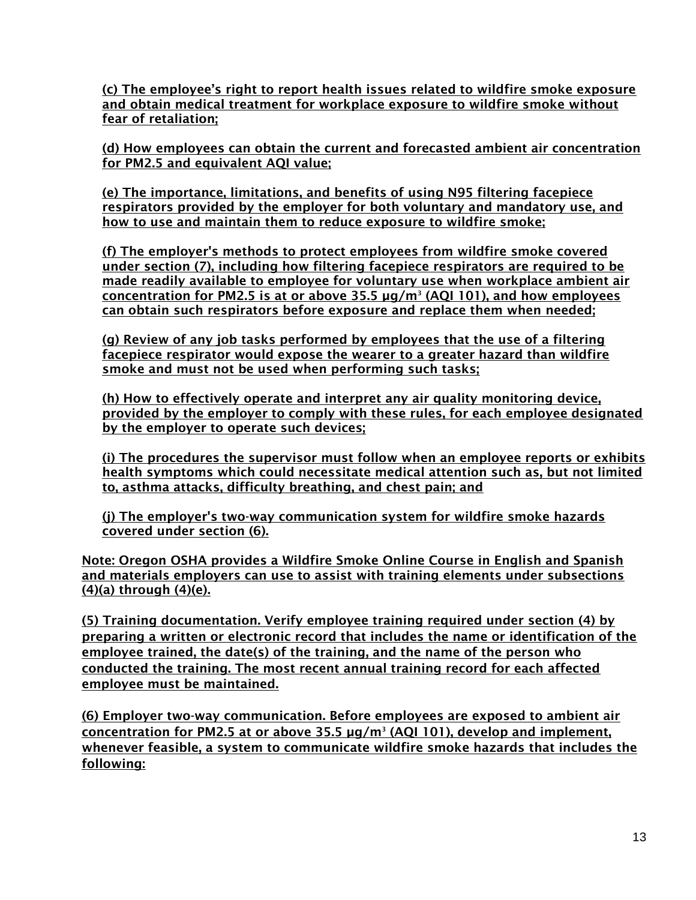(c) The employee's right to report health issues related to wildfire smoke exposure and obtain medical treatment for workplace exposure to wildfire smoke without fear of retaliation;

(d) How employees can obtain the current and forecasted ambient air concentration for PM2.5 and equivalent AQI value;

(e) The importance, limitations, and benefits of using N95 filtering facepiece respirators provided by the employer for both voluntary and mandatory use, and how to use and maintain them to reduce exposure to wildfire smoke;

(f) The employer's methods to protect employees from wildfire smoke covered under section (7), including how filtering facepiece respirators are required to be made readily available to employee for voluntary use when workplace ambient air concentration for PM2.5 is at or above 35.5 µg/m$^3$ (AQI 101), and how employees can obtain such respirators before exposure and replace them when needed;

(g) Review of any job tasks performed by employees that the use of a filtering facepiece respirator would expose the wearer to a greater hazard than wildfire smoke and must not be used when performing such tasks;

(h) How to effectively operate and interpret any air quality monitoring device, provided by the employer to comply with these rules, for each employee designated by the employer to operate such devices;

(i) The procedures the supervisor must follow when an employee reports or exhibits health symptoms which could necessitate medical attention such as, but not limited to, asthma attacks, difficulty breathing, and chest pain; and

(j) The employer's two-way communication system for wildfire smoke hazards covered under section (6).

Note: Oregon OSHA provides a Wildfire Smoke Online Course in English and Spanish and materials employers can use to assist with training elements under subsections (4)(a) through (4)(e).

(5) Training documentation. Verify employee training required under section (4) by preparing a written or electronic record that includes the name or identification of the employee trained, the date(s) of the training, and the name of the person who conducted the training. The most recent annual training record for each affected employee must be maintained.

(6) Employer two-way communication. Before employees are exposed to ambient air concentration for PM2.5 at or above 35.5 µg/m$^3$ (AQI 101), develop and implement, whenever feasible, a system to communicate wildfire smoke hazards that includes the following: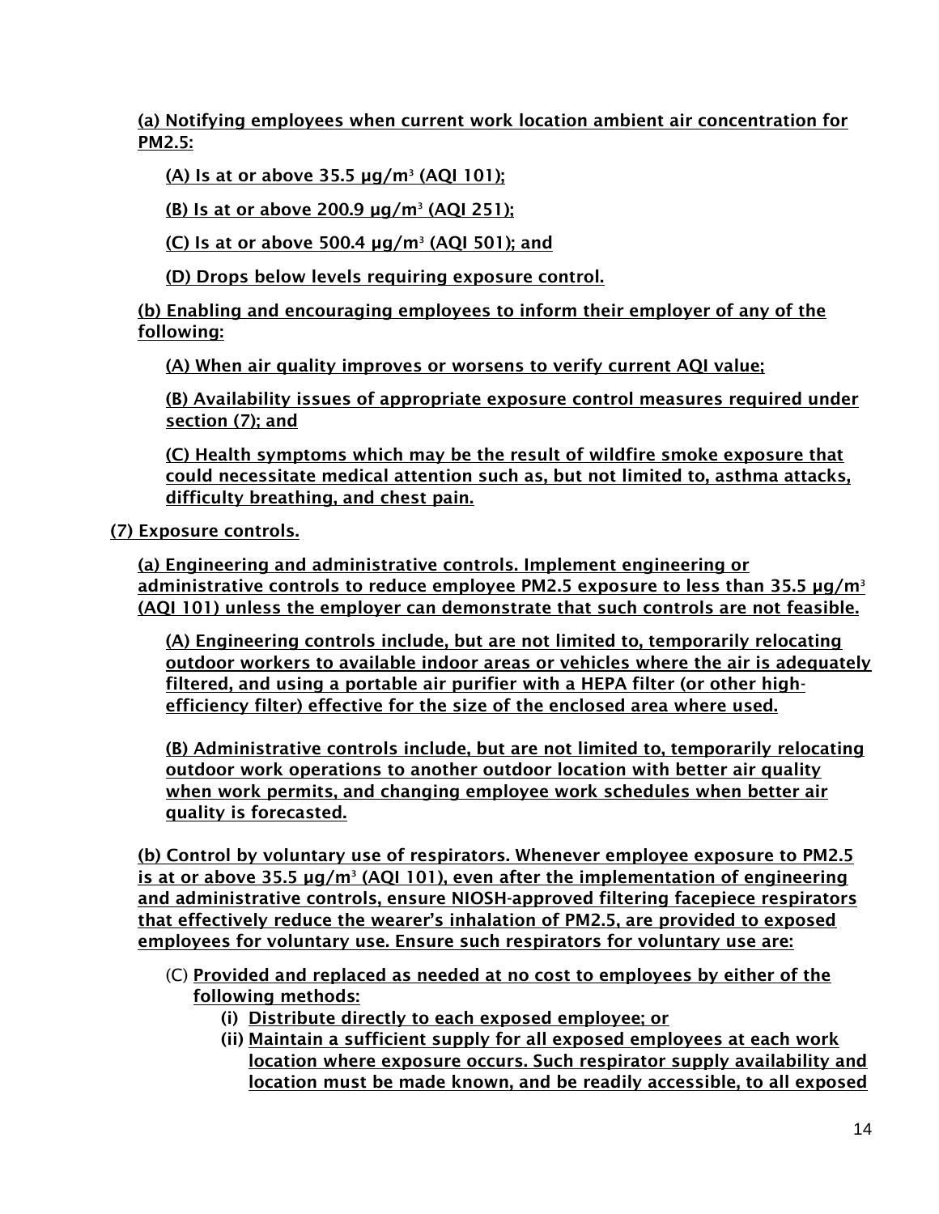(a) Notifying employees when current work location ambient air concentration for PM2.5:

(A) Is at or above 35.5 µg/m[3] (AQI 101);

(B) Is at or above 200.9 µg/m[3] (AQI 251);

(C) Is at or above 500.4 µg/m[3] (AQI 501); and

(D) Drops below levels requiring exposure control.

(b) Enabling and encouraging employees to inform their employer of any of the following:

(A) When air quality improves or worsens to verify current AQI value;

(B) Availability issues of appropriate exposure control measures required under section (7); and

(C) Health symptoms which may be the result of wildfire smoke exposure that could necessitate medical attention such as, but not limited to, asthma attacks, difficulty breathing, and chest pain.

(7) Exposure controls.

(a) Engineering and administrative controls. Implement engineering or administrative controls to reduce employee PM2.5 exposure to less than 35.5 µg/m[3] (AQI 101) unless the employer can demonstrate that such controls are not feasible.

(A) Engineering controls include, but are not limited to, temporarily relocating outdoor workers to available indoor areas or vehicles where the air is adequately filtered, and using a portable air purifier with a HEPA filter (or other high-efficiency filter) effective for the size of the enclosed area where used.

(B) Administrative controls include, but are not limited to, temporarily relocating outdoor work operations to another outdoor location with better air quality when work permits, and changing employee work schedules when better air quality is forecasted.

(b) Control by voluntary use of respirators. Whenever employee exposure to PM2.5 is at or above 35.5 µg/m[3] (AQI 101), even after the implementation of engineering and administrative controls, ensure NIOSH-approved filtering facepiece respirators that effectively reduce the wearer's inhalation of PM2.5, are provided to exposed employees for voluntary use. Ensure such respirators for voluntary use are:

(C) Provided and replaced as needed at no cost to employees by either of the following methods:

- (i) Distribute directly to each exposed employee; or
- (ii) Maintain a sufficient supply for all exposed employees at each work location where exposure occurs. Such respirator supply availability and location must be made known, and be readily accessible, to all exposed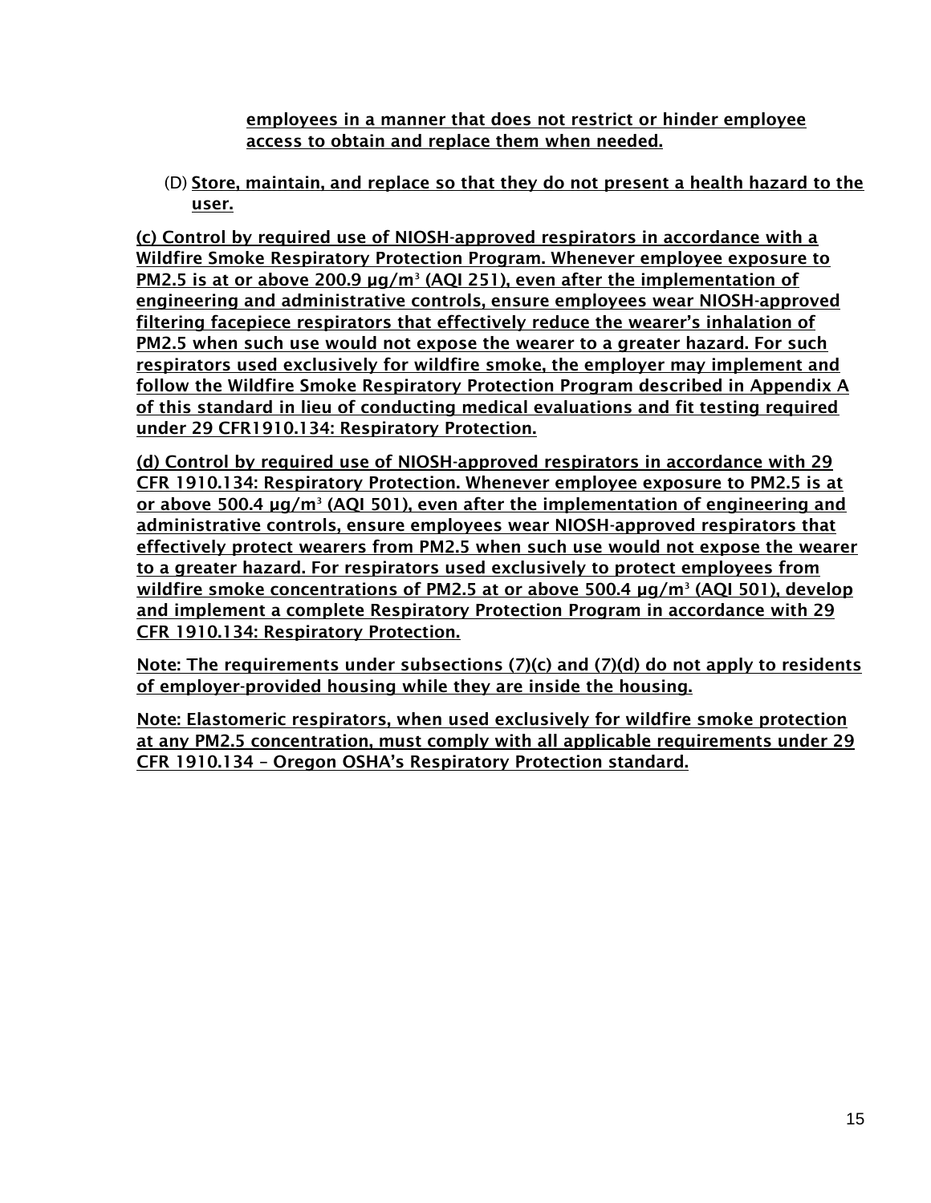employees in a manner that does not restrict or hinder employee access to obtain and replace them when needed.

(D) Store, maintain, and replace so that they do not present a health hazard to the user.

**(c) Control by required use of NIOSH-approved respirators in accordance with a Wildfire Smoke Respiratory Protection Program. Whenever employee exposure to PM2.5 is at or above 200.9 µg/m$^3$ (AQI 251), even after the implementation of engineering and administrative controls, ensure employees wear NIOSH-approved filtering facepiece respirators that effectively reduce the wearer's inhalation of PM2.5 when such use would not expose the wearer to a greater hazard. For such respirators used exclusively for wildfire smoke, the employer may implement and follow the Wildfire Smoke Respiratory Protection Program described in Appendix A of this standard in lieu of conducting medical evaluations and fit testing required under 29 CFR1910.134: Respiratory Protection.**

**(d) Control by required use of NIOSH-approved respirators in accordance with 29 CFR 1910.134: Respiratory Protection. Whenever employee exposure to PM2.5 is at or above 500.4 µg/m$^3$ (AQI 501), even after the implementation of engineering and administrative controls, ensure employees wear NIOSH-approved respirators that effectively protect wearers from PM2.5 when such use would not expose the wearer to a greater hazard. For respirators used exclusively to protect employees from wildfire smoke concentrations of PM2.5 at or above 500.4 µg/m$^3$ (AQI 501), develop and implement a complete Respiratory Protection Program in accordance with 29 CFR 1910.134: Respiratory Protection.**

**Note: The requirements under subsections (7)(c) and (7)(d) do not apply to residents of employer-provided housing while they are inside the housing.**

**Note: Elastomeric respirators, when used exclusively for wildfire smoke protection at any PM2.5 concentration, must comply with all applicable requirements under 29 CFR 1910.134 – Oregon OSHA's Respiratory Protection standard.**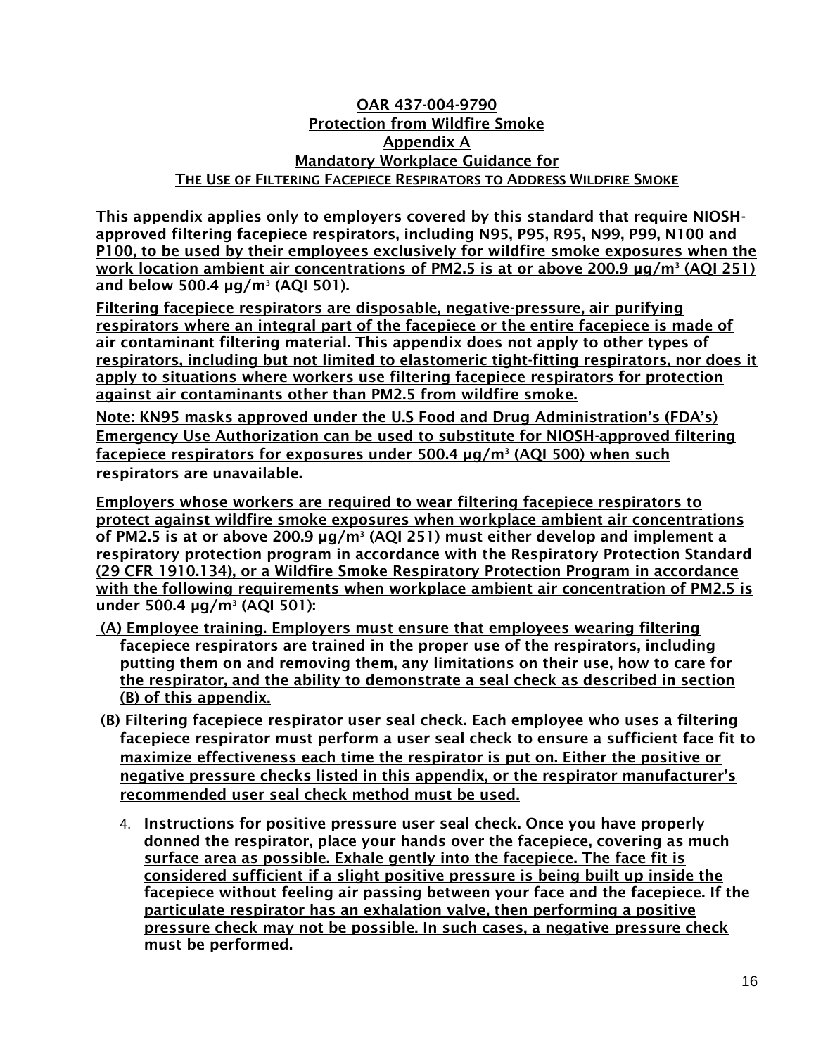**OAR 437-004-9790**
**Protection from Wildfire Smoke**
**Appendix A**
**Mandatory Workplace Guidance for**
**THE USE OF FILTERING FACEPIECE RESPIRATORS TO ADDRESS WILDFIRE SMOKE**

**This appendix applies only to employers covered by this standard that require NIOSH-approved filtering facepiece respirators, including N95, P95, R95, N99, P99, N100 and P100, to be used by their employees exclusively for wildfire smoke exposures when the work location ambient air concentrations of PM2.5 is at or above 200.9 µg/m³ (AQI 251) and below 500.4 µg/m³ (AQI 501).**

**Filtering facepiece respirators are disposable, negative-pressure, air purifying respirators where an integral part of the facepiece or the entire facepiece is made of air contaminant filtering material. This appendix does not apply to other types of respirators, including but not limited to elastomeric tight-fitting respirators, nor does it apply to situations where workers use filtering facepiece respirators for protection against air contaminants other than PM2.5 from wildfire smoke.**

**Note: KN95 masks approved under the U.S Food and Drug Administration's (FDA's) Emergency Use Authorization can be used to substitute for NIOSH-approved filtering facepiece respirators for exposures under 500.4 µg/m³ (AQI 500) when such respirators are unavailable.**

**Employers whose workers are required to wear filtering facepiece respirators to protect against wildfire smoke exposures when workplace ambient air concentrations of PM2.5 is at or above 200.9 µg/m³ (AQI 251) must either develop and implement a respiratory protection program in accordance with the Respiratory Protection Standard (29 CFR 1910.134), or a Wildfire Smoke Respiratory Protection Program in accordance with the following requirements when workplace ambient air concentration of PM2.5 is under 500.4 µg/m³ (AQI 501):**

**(A) Employee training. Employers must ensure that employees wearing filtering facepiece respirators are trained in the proper use of the respirators, including putting them on and removing them, any limitations on their use, how to care for the respirator, and the ability to demonstrate a seal check as described in section (B) of this appendix.**

**(B) Filtering facepiece respirator user seal check. Each employee who uses a filtering facepiece respirator must perform a user seal check to ensure a sufficient face fit to maximize effectiveness each time the respirator is put on. Either the positive or negative pressure checks listed in this appendix, or the respirator manufacturer's recommended user seal check method must be used.**

4. **Instructions for positive pressure user seal check. Once you have properly donned the respirator, place your hands over the facepiece, covering as much surface area as possible. Exhale gently into the facepiece. The face fit is considered sufficient if a slight positive pressure is being built up inside the facepiece without feeling air passing between your face and the facepiece. If the particulate respirator has an exhalation valve, then performing a positive pressure check may not be possible. In such cases, a negative pressure check must be performed.**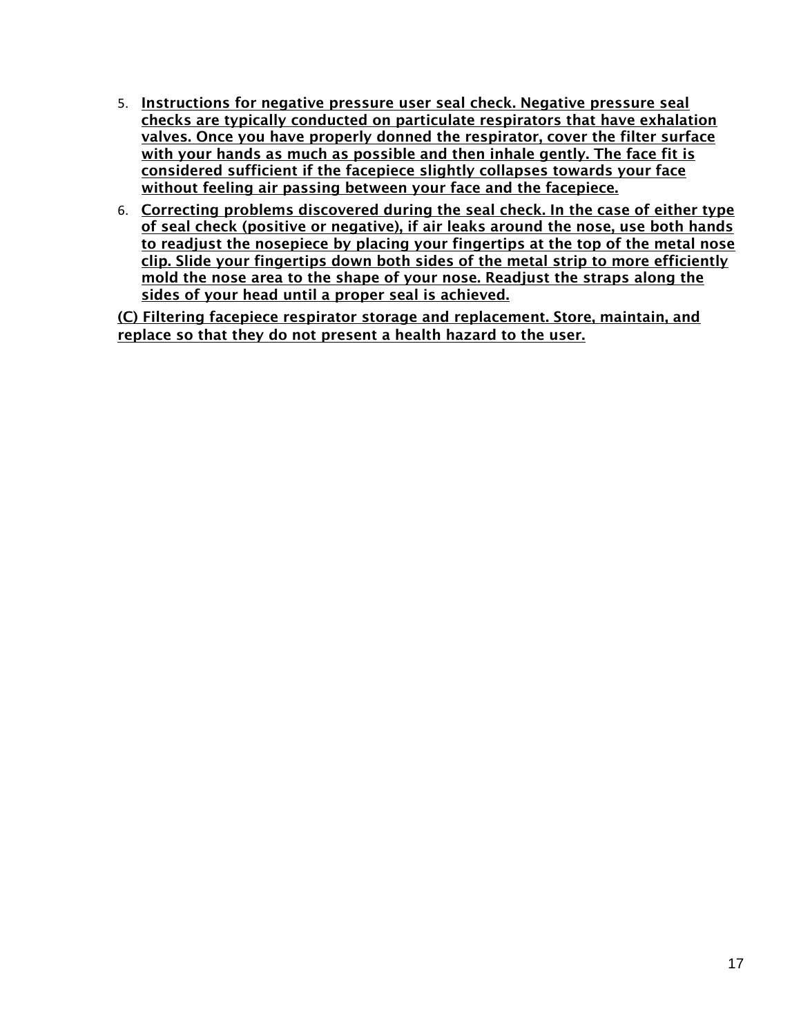5. **Instructions for negative pressure user seal check. Negative pressure seal checks are typically conducted on particulate respirators that have exhalation valves. Once you have properly donned the respirator, cover the filter surface with your hands as much as possible and then inhale gently. The face fit is considered sufficient if the facepiece slightly collapses towards your face without feeling air passing between your face and the facepiece.**
6. **Correcting problems discovered during the seal check. In the case of either type of seal check (positive or negative), if air leaks around the nose, use both hands to readjust the nosepiece by placing your fingertips at the top of the metal nose clip. Slide your fingertips down both sides of the metal strip to more efficiently mold the nose area to the shape of your nose. Readjust the straps along the sides of your head until a proper seal is achieved.**

**(C) Filtering facepiece respirator storage and replacement. Store, maintain, and replace so that they do not present a health hazard to the user.**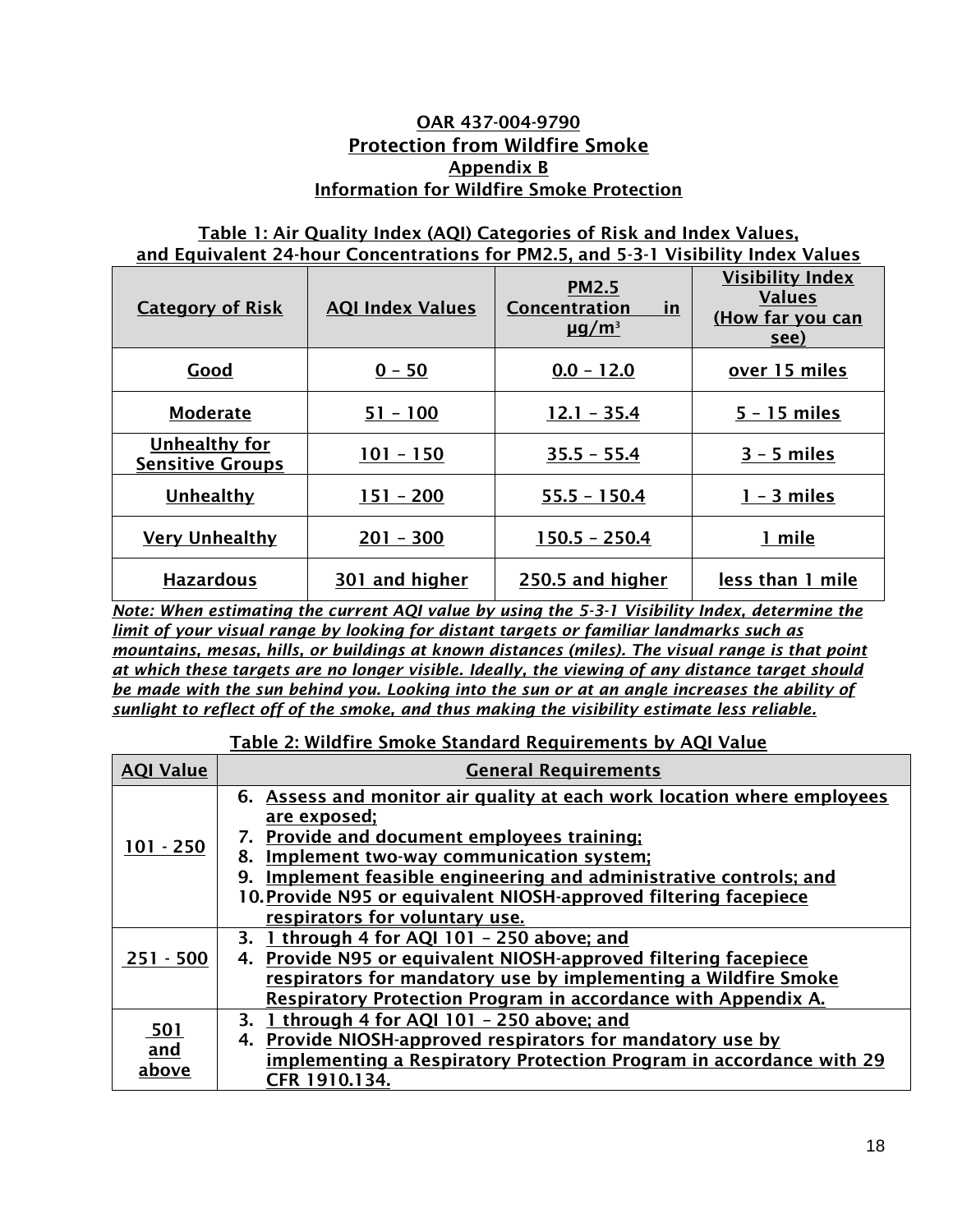# OAR 437-004-9790

## Protection from Wildfire Smoke

### Appendix B

### Information for Wildfire Smoke Protection

**Table 1: Air Quality Index (AQI) Categories of Risk and Index Values, and Equivalent 24-hour Concentrations for PM2.5, and 5-3-1 Visibility Index Values**

| Category of Risk | AQI Index Values | PM2.5 Concentration in µg/m³ | Visibility Index Values (How far you can see) |
|---|---|---|---|
| Good | 0 – 50 | 0.0 – 12.0 | over 15 miles |
| Moderate | 51 – 100 | 12.1 – 35.4 | 5 – 15 miles |
| Unhealthy for Sensitive Groups | 101 – 150 | 35.5 – 55.4 | 3 – 5 miles |
| Unhealthy | 151 – 200 | 55.5 – 150.4 | 1 – 3 miles |
| Very Unhealthy | 201 – 300 | 150.5 – 250.4 | 1 mile |
| Hazardous | 301 and higher | 250.5 and higher | less than 1 mile |

*Note: When estimating the current AQI value by using the 5-3-1 Visibility Index, determine the limit of your visual range by looking for distant targets or familiar landmarks such as mountains, mesas, hills, or buildings at known distances (miles). The visual range is that point at which these targets are no longer visible. Ideally, the viewing of any distance target should be made with the sun behind you. Looking into the sun or at an angle increases the ability of sunlight to reflect off of the smoke, and thus making the visibility estimate less reliable.*

**Table 2: Wildfire Smoke Standard Requirements by AQI Value**

| AQI Value | General Requirements |
|---|---|
| 101 - 250 | 6. Assess and monitor air quality at each work location where employees are exposed;<br>7. Provide and document employees training;<br>8. Implement two-way communication system;<br>9. Implement feasible engineering and administrative controls; and<br>10. Provide N95 or equivalent NIOSH-approved filtering facepiece respirators for voluntary use. |
| 251 - 500 | 3. 1 through 4 for AQI 101 – 250 above; and<br>4. Provide N95 or equivalent NIOSH-approved filtering facepiece respirators for mandatory use by implementing a Wildfire Smoke Respiratory Protection Program in accordance with Appendix A. |
| 501 and above | 3. 1 through 4 for AQI 101 – 250 above; and<br>4. Provide NIOSH-approved respirators for mandatory use by implementing a Respiratory Protection Program in accordance with 29 CFR 1910.134. |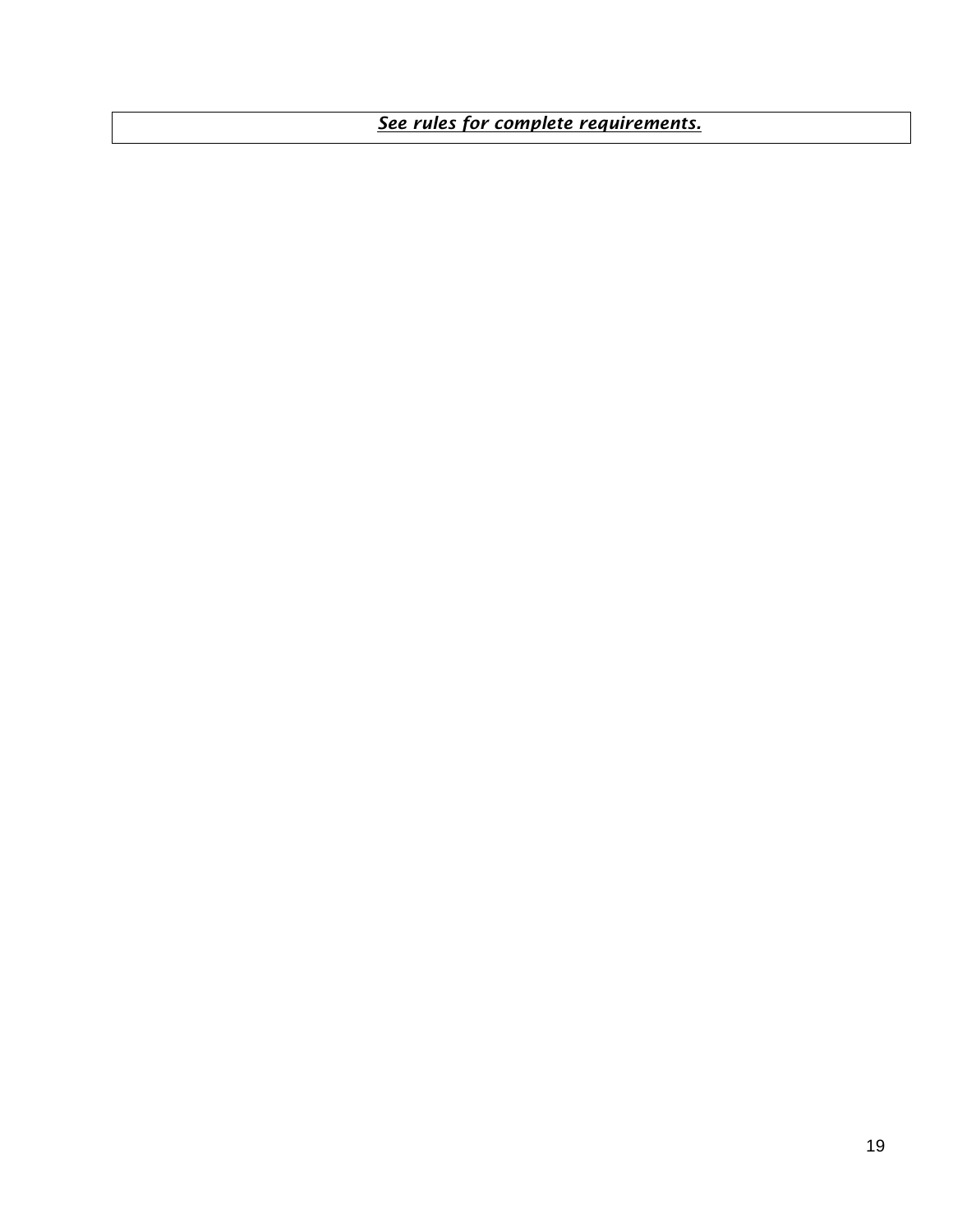***See rules for complete requirements.***